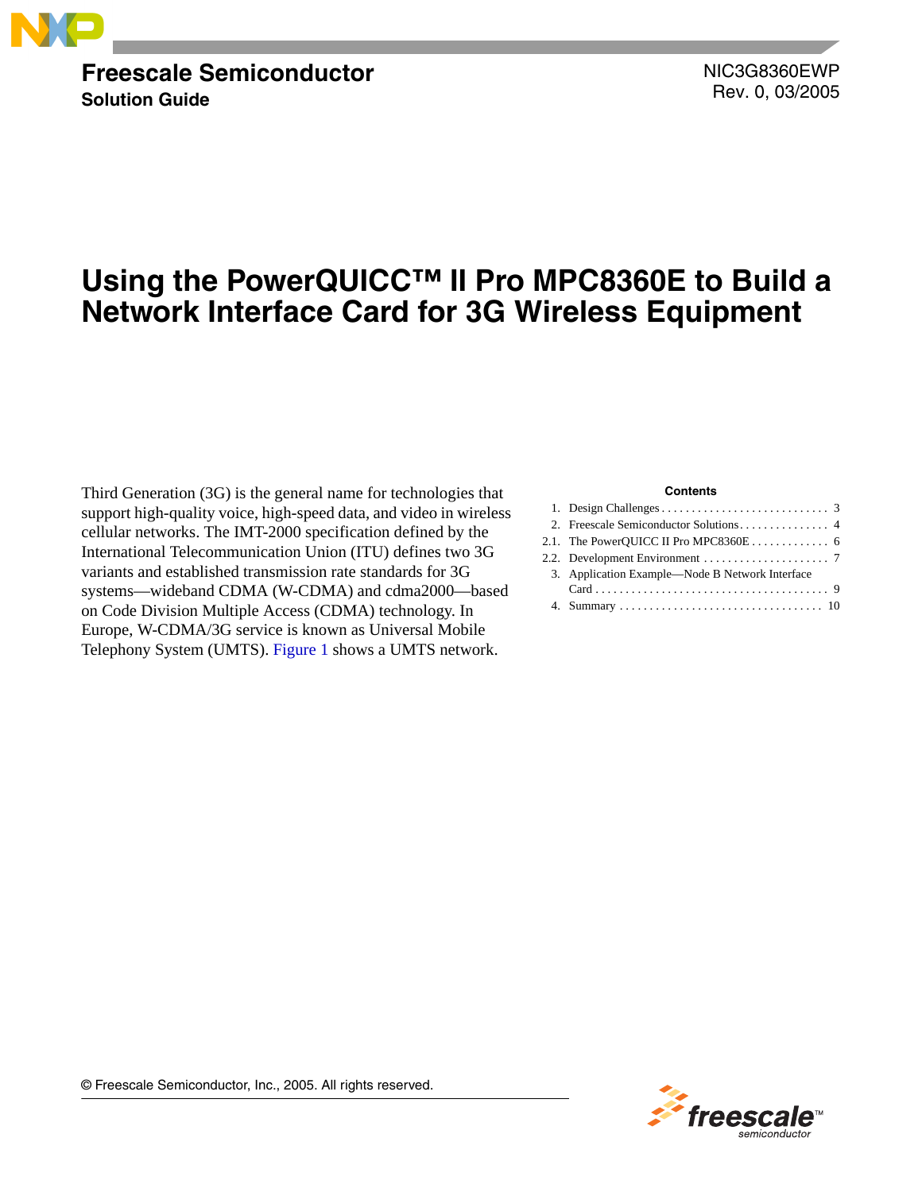**Freescale Semiconductor**
**Solution Guide**

NIC3G8360EWP
Rev. 0, 03/2005

# Using the PowerQUICC™ II Pro MPC8360E to Build a Network Interface Card for 3G Wireless Equipment

Third Generation (3G) is the general name for technologies that support high-quality voice, high-speed data, and video in wireless cellular networks. The IMT-2000 specification defined by the International Telecommunication Union (ITU) defines two 3G variants and established transmission rate standards for 3G systems—wideband CDMA (W-CDMA) and cdma2000—based on Code Division Multiple Access (CDMA) technology. In Europe, W-CDMA/3G service is known as Universal Mobile Telephony System (UMTS). Figure 1 shows a UMTS network.

**Contents**

| | | |
|---|---|---|
| 1. | Design Challenges | 3 |
| 2. | Freescale Semiconductor Solutions | 4 |
| 2.1. | The PowerQUICC II Pro MPC8360E | 6 |
| 2.2. | Development Environment | 7 |
| 3. | Application Example—Node B Network Interface Card | 9 |
| 4. | Summary | 10 |

© Freescale Semiconductor, Inc., 2005. All rights reserved.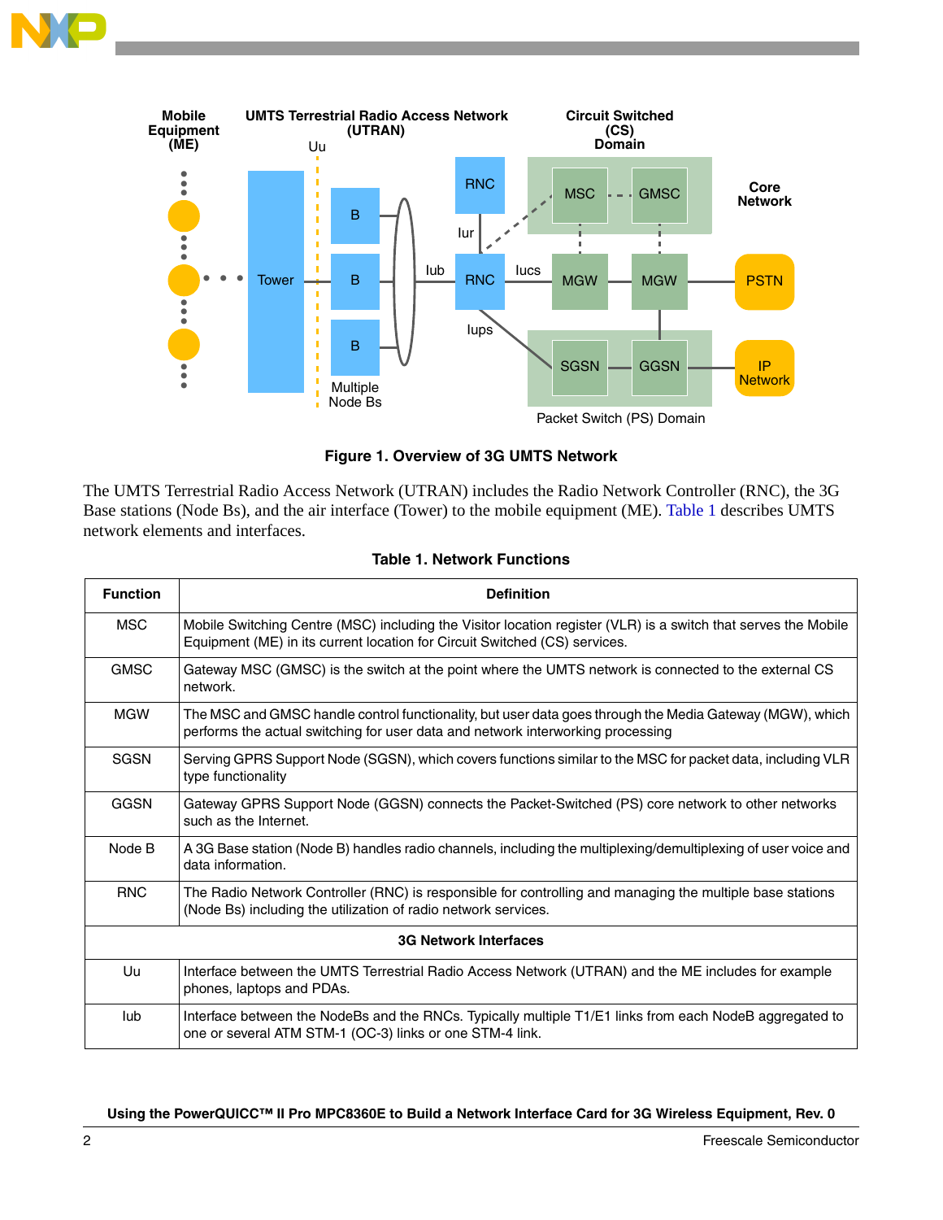**Figure 1. Overview of 3G UMTS Network**

The UMTS Terrestrial Radio Access Network (UTRAN) includes the Radio Network Controller (RNC), the 3G Base stations (Node Bs), and the air interface (Tower) to the mobile equipment (ME). Table 1 describes UMTS network elements and interfaces.

**Table 1. Network Functions**

| Function | Definition |
|---|---|
| MSC | Mobile Switching Centre (MSC) including the Visitor location register (VLR) is a switch that serves the Mobile Equipment (ME) in its current location for Circuit Switched (CS) services. |
| GMSC | Gateway MSC (GMSC) is the switch at the point where the UMTS network is connected to the external CS network. |
| MGW | The MSC and GMSC handle control functionality, but user data goes through the Media Gateway (MGW), which performs the actual switching for user data and network interworking processing |
| SGSN | Serving GPRS Support Node (SGSN), which covers functions similar to the MSC for packet data, including VLR type functionality |
| GGSN | Gateway GPRS Support Node (GGSN) connects the Packet-Switched (PS) core network to other networks such as the Internet. |
| Node B | A 3G Base station (Node B) handles radio channels, including the multiplexing/demultiplexing of user voice and data information. |
| RNC | The Radio Network Controller (RNC) is responsible for controlling and managing the multiple base stations (Node Bs) including the utilization of radio network services. |
| **3G Network Interfaces** | |
| Uu | Interface between the UMTS Terrestrial Radio Access Network (UTRAN) and the ME includes for example phones, laptops and PDAs. |
| Iub | Interface between the NodeBs and the RNCs. Typically multiple T1/E1 links from each NodeB aggregated to one or several ATM STM-1 (OC-3) links or one STM-4 link. |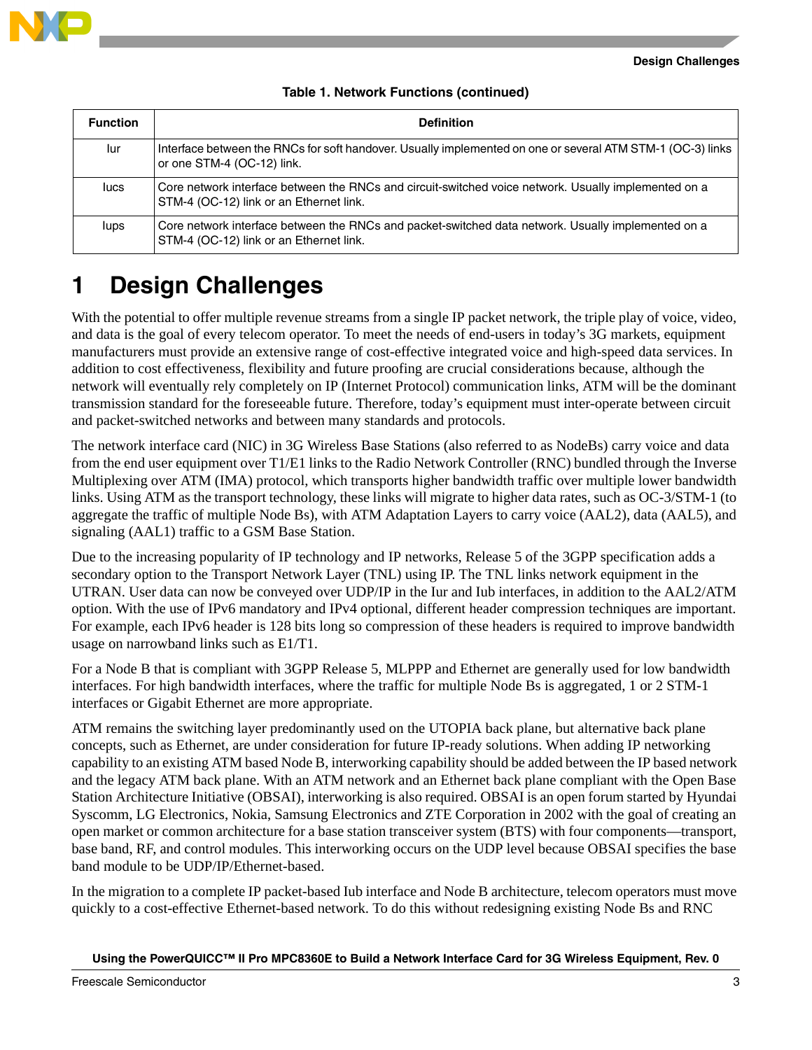**Table 1. Network Functions (continued)**

| Function | Definition |
|---|---|
| Iur | Interface between the RNCs for soft handover. Usually implemented on one or several ATM STM-1 (OC-3) links or one STM-4 (OC-12) link. |
| Iucs | Core network interface between the RNCs and circuit-switched voice network. Usually implemented on a STM-4 (OC-12) link or an Ethernet link. |
| Iups | Core network interface between the RNCs and packet-switched data network. Usually implemented on a STM-4 (OC-12) link or an Ethernet link. |

# 1 Design Challenges

With the potential to offer multiple revenue streams from a single IP packet network, the triple play of voice, video, and data is the goal of every telecom operator. To meet the needs of end-users in today's 3G markets, equipment manufacturers must provide an extensive range of cost-effective integrated voice and high-speed data services. In addition to cost effectiveness, flexibility and future proofing are crucial considerations because, although the network will eventually rely completely on IP (Internet Protocol) communication links, ATM will be the dominant transmission standard for the foreseeable future. Therefore, today's equipment must inter-operate between circuit and packet-switched networks and between many standards and protocols.

The network interface card (NIC) in 3G Wireless Base Stations (also referred to as NodeBs) carry voice and data from the end user equipment over T1/E1 links to the Radio Network Controller (RNC) bundled through the Inverse Multiplexing over ATM (IMA) protocol, which transports higher bandwidth traffic over multiple lower bandwidth links. Using ATM as the transport technology, these links will migrate to higher data rates, such as OC-3/STM-1 (to aggregate the traffic of multiple Node Bs), with ATM Adaptation Layers to carry voice (AAL2), data (AAL5), and signaling (AAL1) traffic to a GSM Base Station.

Due to the increasing popularity of IP technology and IP networks, Release 5 of the 3GPP specification adds a secondary option to the Transport Network Layer (TNL) using IP. The TNL links network equipment in the UTRAN. User data can now be conveyed over UDP/IP in the Iur and Iub interfaces, in addition to the AAL2/ATM option. With the use of IPv6 mandatory and IPv4 optional, different header compression techniques are important. For example, each IPv6 header is 128 bits long so compression of these headers is required to improve bandwidth usage on narrowband links such as E1/T1.

For a Node B that is compliant with 3GPP Release 5, MLPPP and Ethernet are generally used for low bandwidth interfaces. For high bandwidth interfaces, where the traffic for multiple Node Bs is aggregated, 1 or 2 STM-1 interfaces or Gigabit Ethernet are more appropriate.

ATM remains the switching layer predominantly used on the UTOPIA back plane, but alternative back plane concepts, such as Ethernet, are under consideration for future IP-ready solutions. When adding IP networking capability to an existing ATM based Node B, interworking capability should be added between the IP based network and the legacy ATM back plane. With an ATM network and an Ethernet back plane compliant with the Open Base Station Architecture Initiative (OBSAI), interworking is also required. OBSAI is an open forum started by Hyundai Syscomm, LG Electronics, Nokia, Samsung Electronics and ZTE Corporation in 2002 with the goal of creating an open market or common architecture for a base station transceiver system (BTS) with four components—transport, base band, RF, and control modules. This interworking occurs on the UDP level because OBSAI specifies the base band module to be UDP/IP/Ethernet-based.

In the migration to a complete IP packet-based Iub interface and Node B architecture, telecom operators must move quickly to a cost-effective Ethernet-based network. To do this without redesigning existing Node Bs and RNC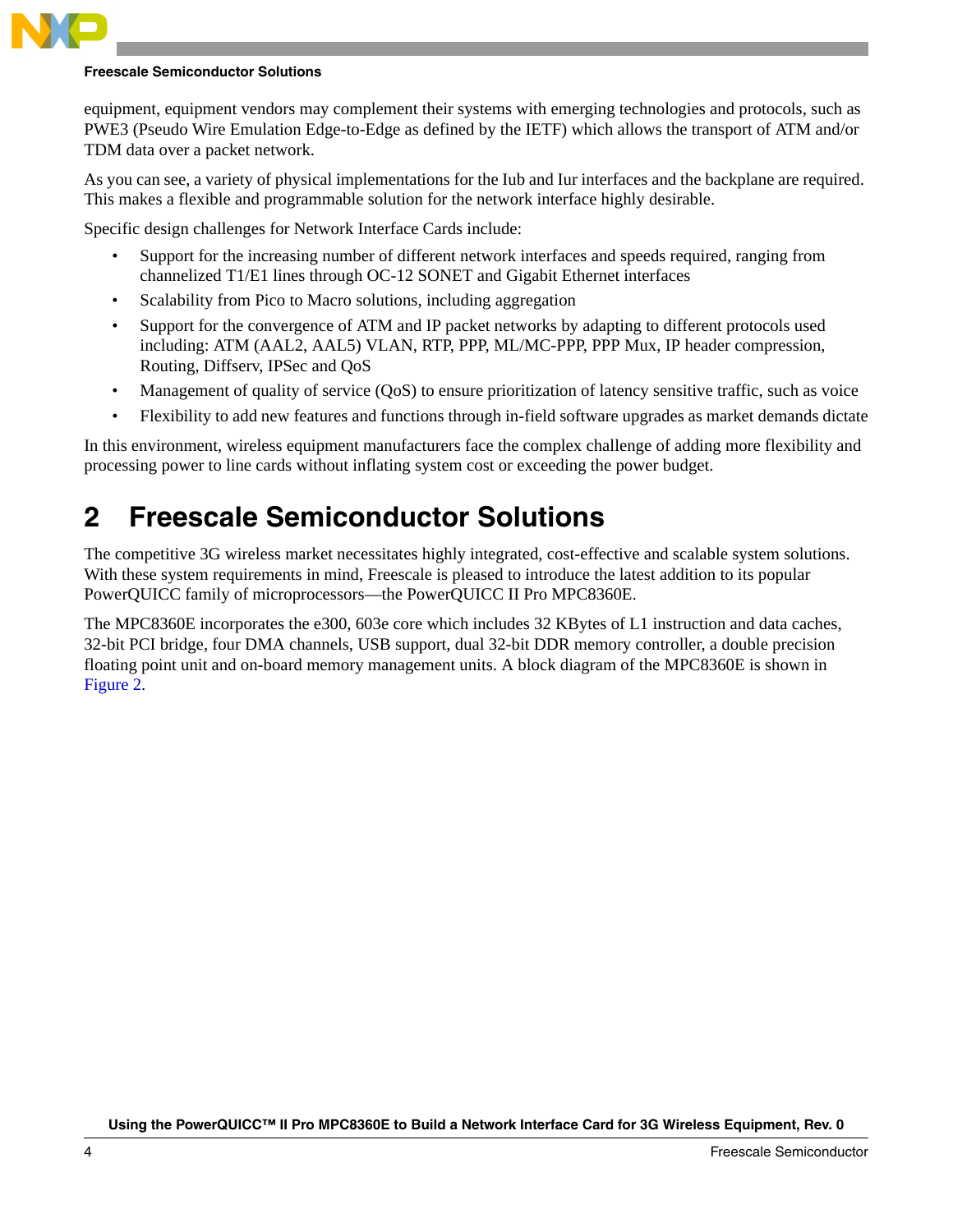equipment, equipment vendors may complement their systems with emerging technologies and protocols, such as PWE3 (Pseudo Wire Emulation Edge-to-Edge as defined by the IETF) which allows the transport of ATM and/or TDM data over a packet network.

As you can see, a variety of physical implementations for the Iub and Iur interfaces and the backplane are required. This makes a flexible and programmable solution for the network interface highly desirable.

Specific design challenges for Network Interface Cards include:

- Support for the increasing number of different network interfaces and speeds required, ranging from channelized T1/E1 lines through OC-12 SONET and Gigabit Ethernet interfaces
- Scalability from Pico to Macro solutions, including aggregation
- Support for the convergence of ATM and IP packet networks by adapting to different protocols used including: ATM (AAL2, AAL5) VLAN, RTP, PPP, ML/MC-PPP, PPP Mux, IP header compression, Routing, Diffserv, IPSec and QoS
- Management of quality of service (QoS) to ensure prioritization of latency sensitive traffic, such as voice
- Flexibility to add new features and functions through in-field software upgrades as market demands dictate

In this environment, wireless equipment manufacturers face the complex challenge of adding more flexibility and processing power to line cards without inflating system cost or exceeding the power budget.

# 2 Freescale Semiconductor Solutions

The competitive 3G wireless market necessitates highly integrated, cost-effective and scalable system solutions. With these system requirements in mind, Freescale is pleased to introduce the latest addition to its popular PowerQUICC family of microprocessors—the PowerQUICC II Pro MPC8360E.

The MPC8360E incorporates the e300, 603e core which includes 32 KBytes of L1 instruction and data caches, 32-bit PCI bridge, four DMA channels, USB support, dual 32-bit DDR memory controller, a double precision floating point unit and on-board memory management units. A block diagram of the MPC8360E is shown in Figure 2.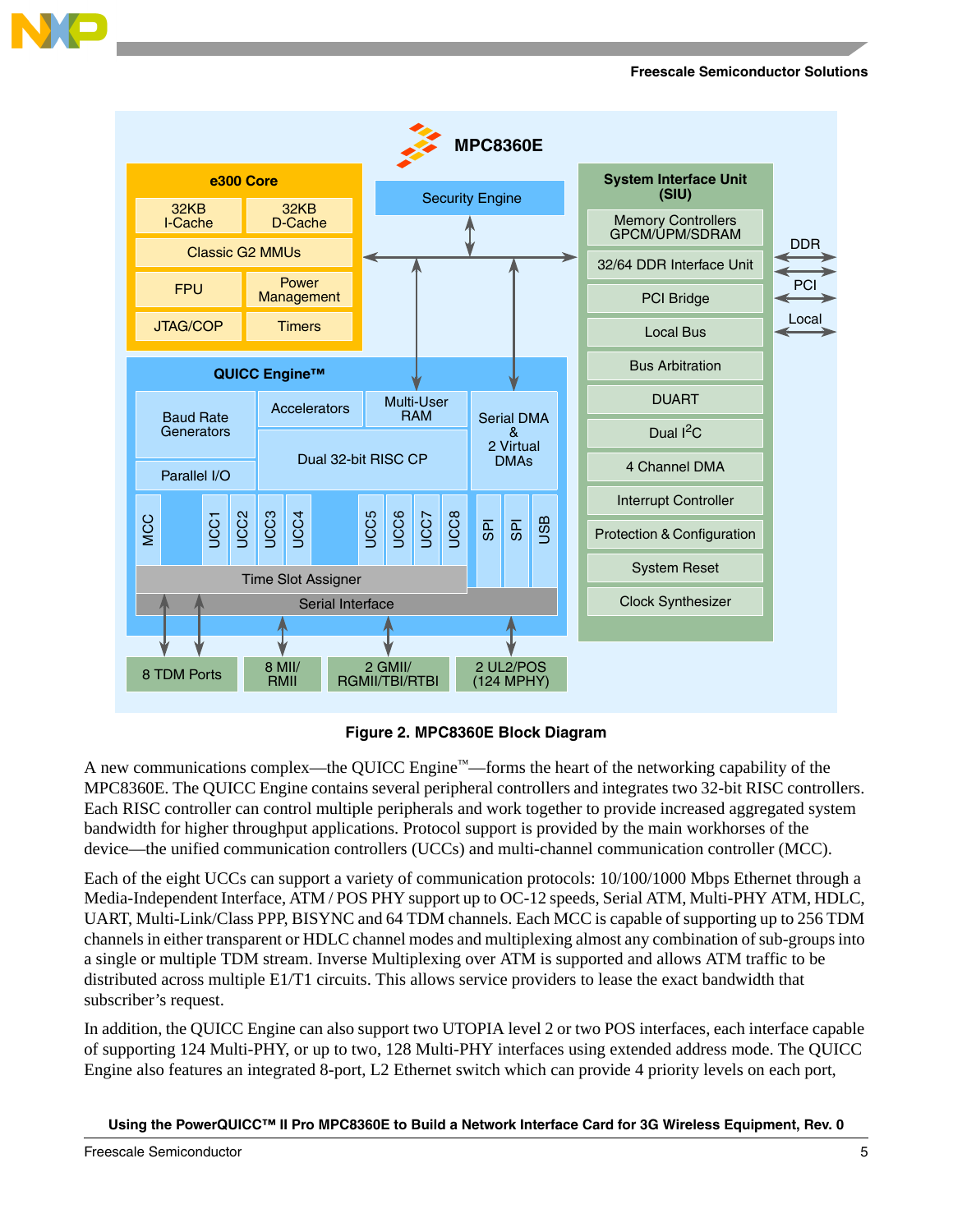Figure 2. MPC8360E Block Diagram

A new communications complex—the QUICC Engine™—forms the heart of the networking capability of the MPC8360E. The QUICC Engine contains several peripheral controllers and integrates two 32-bit RISC controllers. Each RISC controller can control multiple peripherals and work together to provide increased aggregated system bandwidth for higher throughput applications. Protocol support is provided by the main workhorses of the device—the unified communication controllers (UCCs) and multi-channel communication controller (MCC).

Each of the eight UCCs can support a variety of communication protocols: 10/100/1000 Mbps Ethernet through a Media-Independent Interface, ATM / POS PHY support up to OC-12 speeds, Serial ATM, Multi-PHY ATM, HDLC, UART, Multi-Link/Class PPP, BISYNC and 64 TDM channels. Each MCC is capable of supporting up to 256 TDM channels in either transparent or HDLC channel modes and multiplexing almost any combination of sub-groups into a single or multiple TDM stream. Inverse Multiplexing over ATM is supported and allows ATM traffic to be distributed across multiple E1/T1 circuits. This allows service providers to lease the exact bandwidth that subscriber's request.

In addition, the QUICC Engine can also support two UTOPIA level 2 or two POS interfaces, each interface capable of supporting 124 Multi-PHY, or up to two, 128 Multi-PHY interfaces using extended address mode. The QUICC Engine also features an integrated 8-port, L2 Ethernet switch which can provide 4 priority levels on each port,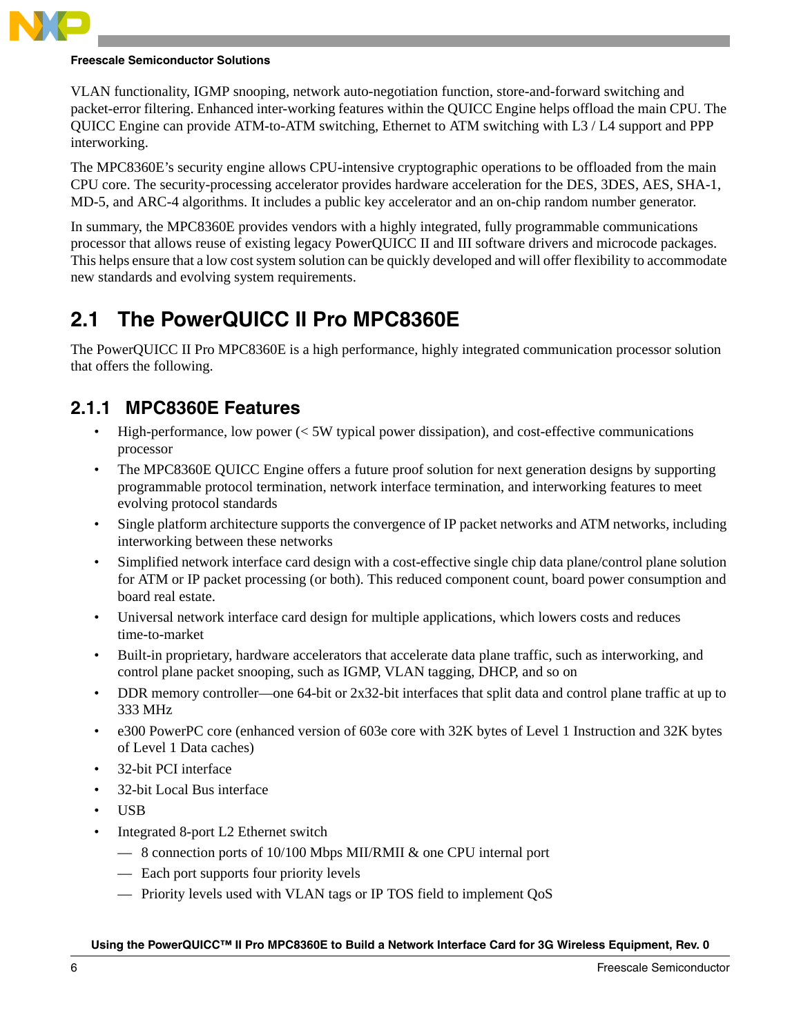VLAN functionality, IGMP snooping, network auto-negotiation function, store-and-forward switching and packet-error filtering. Enhanced inter-working features within the QUICC Engine helps offload the main CPU. The QUICC Engine can provide ATM-to-ATM switching, Ethernet to ATM switching with L3 / L4 support and PPP interworking.

The MPC8360E's security engine allows CPU-intensive cryptographic operations to be offloaded from the main CPU core. The security-processing accelerator provides hardware acceleration for the DES, 3DES, AES, SHA-1, MD-5, and ARC-4 algorithms. It includes a public key accelerator and an on-chip random number generator.

In summary, the MPC8360E provides vendors with a highly integrated, fully programmable communications processor that allows reuse of existing legacy PowerQUICC II and III software drivers and microcode packages. This helps ensure that a low cost system solution can be quickly developed and will offer flexibility to accommodate new standards and evolving system requirements.

## 2.1 The PowerQUICC II Pro MPC8360E

The PowerQUICC II Pro MPC8360E is a high performance, highly integrated communication processor solution that offers the following.

### 2.1.1 MPC8360E Features

- High-performance, low power (< 5W typical power dissipation), and cost-effective communications processor
- The MPC8360E QUICC Engine offers a future proof solution for next generation designs by supporting programmable protocol termination, network interface termination, and interworking features to meet evolving protocol standards
- Single platform architecture supports the convergence of IP packet networks and ATM networks, including interworking between these networks
- Simplified network interface card design with a cost-effective single chip data plane/control plane solution for ATM or IP packet processing (or both). This reduced component count, board power consumption and board real estate.
- Universal network interface card design for multiple applications, which lowers costs and reduces time-to-market
- Built-in proprietary, hardware accelerators that accelerate data plane traffic, such as interworking, and control plane packet snooping, such as IGMP, VLAN tagging, DHCP, and so on
- DDR memory controller—one 64-bit or 2x32-bit interfaces that split data and control plane traffic at up to 333 MHz
- e300 PowerPC core (enhanced version of 603e core with 32K bytes of Level 1 Instruction and 32K bytes of Level 1 Data caches)
- 32-bit PCI interface
- 32-bit Local Bus interface
- USB
- Integrated 8-port L2 Ethernet switch
  - 8 connection ports of 10/100 Mbps MII/RMII & one CPU internal port
  - Each port supports four priority levels
  - Priority levels used with VLAN tags or IP TOS field to implement QoS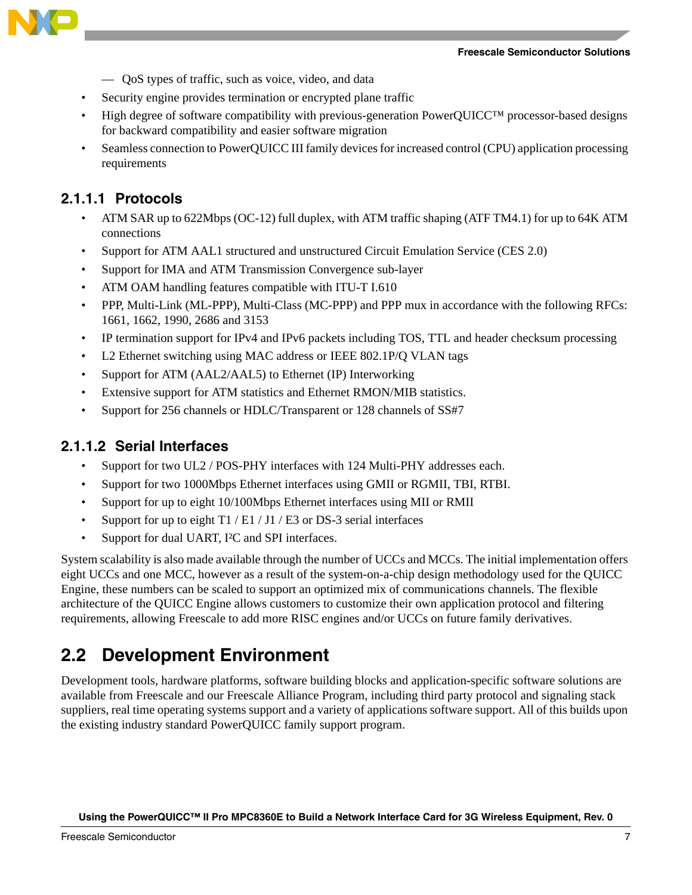- QoS types of traffic, such as voice, video, and data
- Security engine provides termination or encrypted plane traffic
- High degree of software compatibility with previous-generation PowerQUICC™ processor-based designs for backward compatibility and easier software migration
- Seamless connection to PowerQUICC III family devices for increased control (CPU) application processing requirements

#### 2.1.1.1 Protocols

- ATM SAR up to 622Mbps (OC-12) full duplex, with ATM traffic shaping (ATF TM4.1) for up to 64K ATM connections
- Support for ATM AAL1 structured and unstructured Circuit Emulation Service (CES 2.0)
- Support for IMA and ATM Transmission Convergence sub-layer
- ATM OAM handling features compatible with ITU-T I.610
- PPP, Multi-Link (ML-PPP), Multi-Class (MC-PPP) and PPP mux in accordance with the following RFCs: 1661, 1662, 1990, 2686 and 3153
- IP termination support for IPv4 and IPv6 packets including TOS, TTL and header checksum processing
- L2 Ethernet switching using MAC address or IEEE 802.1P/Q VLAN tags
- Support for ATM (AAL2/AAL5) to Ethernet (IP) Interworking
- Extensive support for ATM statistics and Ethernet RMON/MIB statistics.
- Support for 256 channels or HDLC/Transparent or 128 channels of SS#7

#### 2.1.1.2 Serial Interfaces

- Support for two UL2 / POS-PHY interfaces with 124 Multi-PHY addresses each.
- Support for two 1000Mbps Ethernet interfaces using GMII or RGMII, TBI, RTBI.
- Support for up to eight 10/100Mbps Ethernet interfaces using MII or RMII
- Support for up to eight T1 / E1 / J1 / E3 or DS-3 serial interfaces
- Support for dual UART, I²C and SPI interfaces.

System scalability is also made available through the number of UCCs and MCCs. The initial implementation offers eight UCCs and one MCC, however as a result of the system-on-a-chip design methodology used for the QUICC Engine, these numbers can be scaled to support an optimized mix of communications channels. The flexible architecture of the QUICC Engine allows customers to customize their own application protocol and filtering requirements, allowing Freescale to add more RISC engines and/or UCCs on future family derivatives.

## 2.2 Development Environment

Development tools, hardware platforms, software building blocks and application-specific software solutions are available from Freescale and our Freescale Alliance Program, including third party protocol and signaling stack suppliers, real time operating systems support and a variety of applications software support. All of this builds upon the existing industry standard PowerQUICC family support program.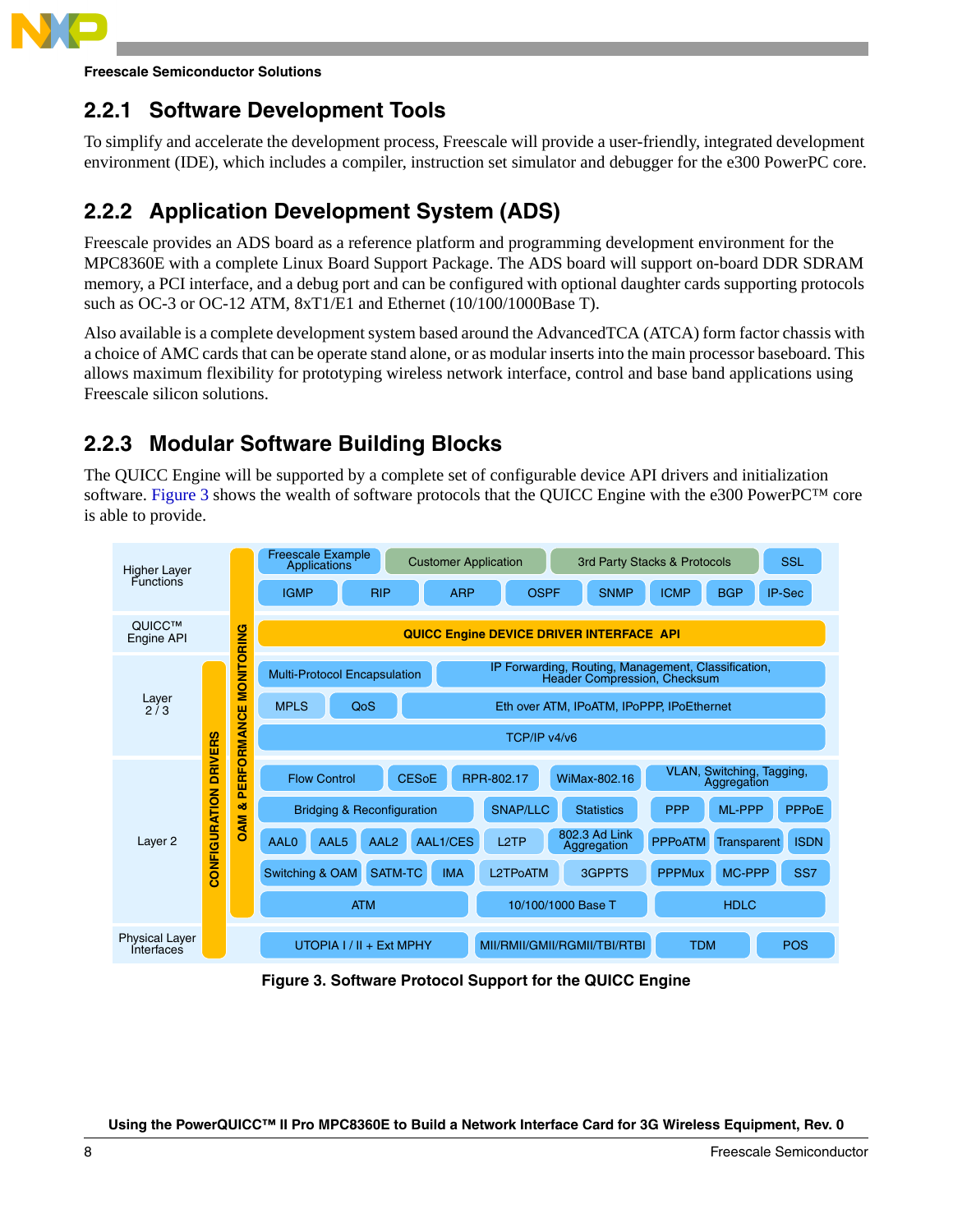### 2.2.1 Software Development Tools

To simplify and accelerate the development process, Freescale will provide a user-friendly, integrated development environment (IDE), which includes a compiler, instruction set simulator and debugger for the e300 PowerPC core.

### 2.2.2 Application Development System (ADS)

Freescale provides an ADS board as a reference platform and programming development environment for the MPC8360E with a complete Linux Board Support Package. The ADS board will support on-board DDR SDRAM memory, a PCI interface, and a debug port and can be configured with optional daughter cards supporting protocols such as OC-3 or OC-12 ATM, 8xT1/E1 and Ethernet (10/100/1000Base T).

Also available is a complete development system based around the AdvancedTCA (ATCA) form factor chassis with a choice of AMC cards that can be operate stand alone, or as modular inserts into the main processor baseboard. This allows maximum flexibility for prototyping wireless network interface, control and base band applications using Freescale silicon solutions.

### 2.2.3 Modular Software Building Blocks

The QUICC Engine will be supported by a complete set of configurable device API drivers and initialization software. Figure 3 shows the wealth of software protocols that the QUICC Engine with the e300 PowerPC™ core is able to provide.

| Layer | Protocols |
|---|---|
| Higher Layer Functions | Freescale Example Applications, Customer Application, 3rd Party Stacks & Protocols, SSL; IGMP, RIP, ARP, OSPF, SNMP, ICMP, BGP, IP-Sec |
| QUICC™ Engine API | QUICC Engine DEVICE DRIVER INTERFACE API |
| Layer 2 / 3 | Multi-Protocol Encapsulation, IP Forwarding, Routing, Management, Classification, Header Compression, Checksum; MPLS, QoS, Eth over ATM, IPoATM, IPoPPP, IPoEthernet; TCP/IP v4/v6 |
| Layer 2 | Flow Control, CESoE, RPR-802.17, WiMax-802.16, VLAN, Switching, Tagging, Aggregation; Bridging & Reconfiguration, SNAP/LLC, Statistics, PPP, ML-PPP, PPPoE; AAL0, AAL5, AAL2, AAL1/CES, L2TP, 802.3 Ad Link Aggregation, PPPoATM, Transparent, ISDN; Switching & OAM, SATM-TC, IMA, L2TPoATM, 3GPPTS, PPPMux, MC-PPP, SS7; ATM, 10/100/1000 Base T, HDLC |
| Physical Layer Interfaces | UTOPIA I / II + Ext MPHY, MII/RMII/GMII/RGMII/TBI/RTBI, TDM, POS |

Vertical bars: CONFIGURATION DRIVERS; OAM & PERFORMANCE MONITORING

**Figure 3. Software Protocol Support for the QUICC Engine**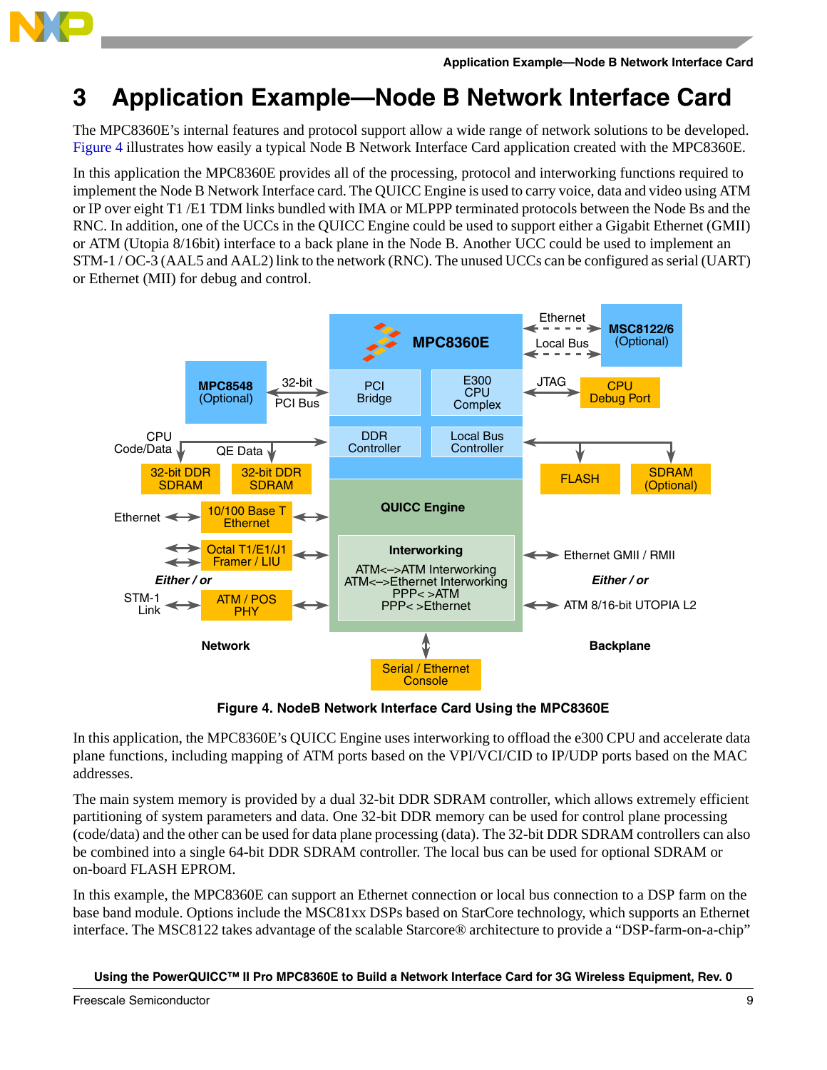# 3 Application Example—Node B Network Interface Card

The MPC8360E's internal features and protocol support allow a wide range of network solutions to be developed. Figure 4 illustrates how easily a typical Node B Network Interface Card application created with the MPC8360E.

In this application the MPC8360E provides all of the processing, protocol and interworking functions required to implement the Node B Network Interface card. The QUICC Engine is used to carry voice, data and video using ATM or IP over eight T1 /E1 TDM links bundled with IMA or MLPPP terminated protocols between the Node Bs and the RNC. In addition, one of the UCCs in the QUICC Engine could be used to support either a Gigabit Ethernet (GMII) or ATM (Utopia 8/16bit) interface to a back plane in the Node B. Another UCC could be used to implement an STM-1 / OC-3 (AAL5 and AAL2) link to the network (RNC). The unused UCCs can be configured as serial (UART) or Ethernet (MII) for debug and control.

**Figure 4. NodeB Network Interface Card Using the MPC8360E**

In this application, the MPC8360E's QUICC Engine uses interworking to offload the e300 CPU and accelerate data plane functions, including mapping of ATM ports based on the VPI/VCI/CID to IP/UDP ports based on the MAC addresses.

The main system memory is provided by a dual 32-bit DDR SDRAM controller, which allows extremely efficient partitioning of system parameters and data. One 32-bit DDR memory can be used for control plane processing (code/data) and the other can be used for data plane processing (data). The 32-bit DDR SDRAM controllers can also be combined into a single 64-bit DDR SDRAM controller. The local bus can be used for optional SDRAM or on-board FLASH EPROM.

In this example, the MPC8360E can support an Ethernet connection or local bus connection to a DSP farm on the base band module. Options include the MSC81xx DSPs based on StarCore technology, which supports an Ethernet interface. The MSC8122 takes advantage of the scalable Starcore® architecture to provide a "DSP-farm-on-a-chip"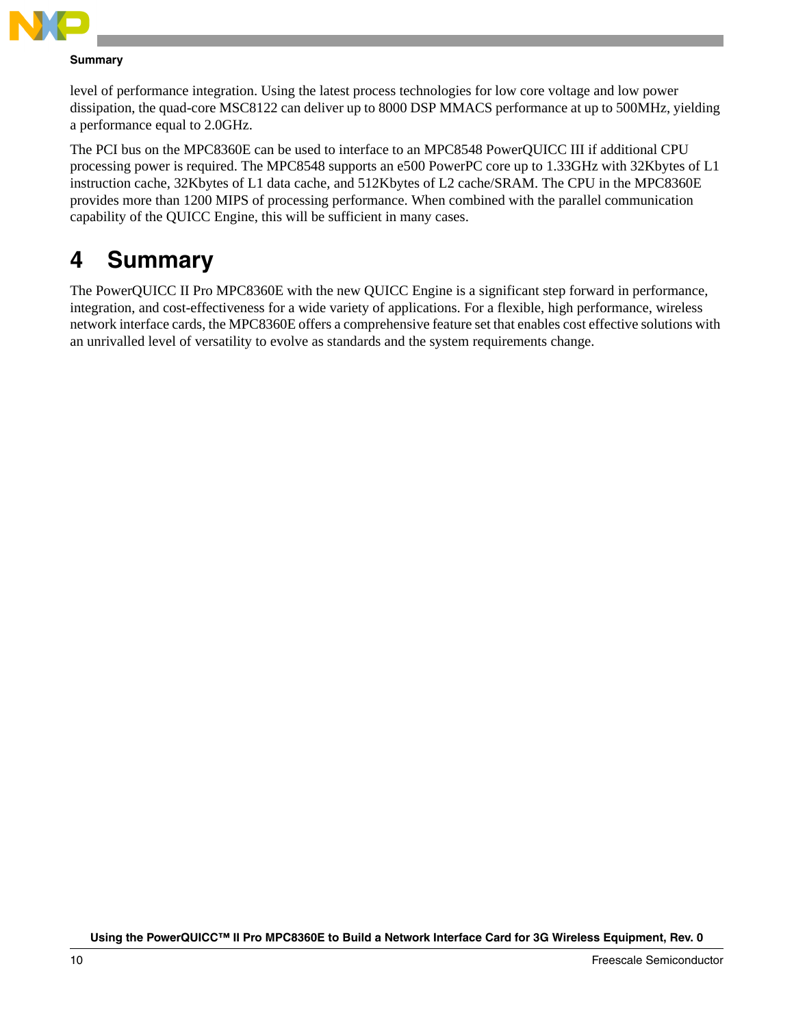level of performance integration. Using the latest process technologies for low core voltage and low power dissipation, the quad-core MSC8122 can deliver up to 8000 DSP MMACS performance at up to 500MHz, yielding a performance equal to 2.0GHz.

The PCI bus on the MPC8360E can be used to interface to an MPC8548 PowerQUICC III if additional CPU processing power is required. The MPC8548 supports an e500 PowerPC core up to 1.33GHz with 32Kbytes of L1 instruction cache, 32Kbytes of L1 data cache, and 512Kbytes of L2 cache/SRAM. The CPU in the MPC8360E provides more than 1200 MIPS of processing performance. When combined with the parallel communication capability of the QUICC Engine, this will be sufficient in many cases.

# 4 Summary

The PowerQUICC II Pro MPC8360E with the new QUICC Engine is a significant step forward in performance, integration, and cost-effectiveness for a wide variety of applications. For a flexible, high performance, wireless network interface cards, the MPC8360E offers a comprehensive feature set that enables cost effective solutions with an unrivalled level of versatility to evolve as standards and the system requirements change.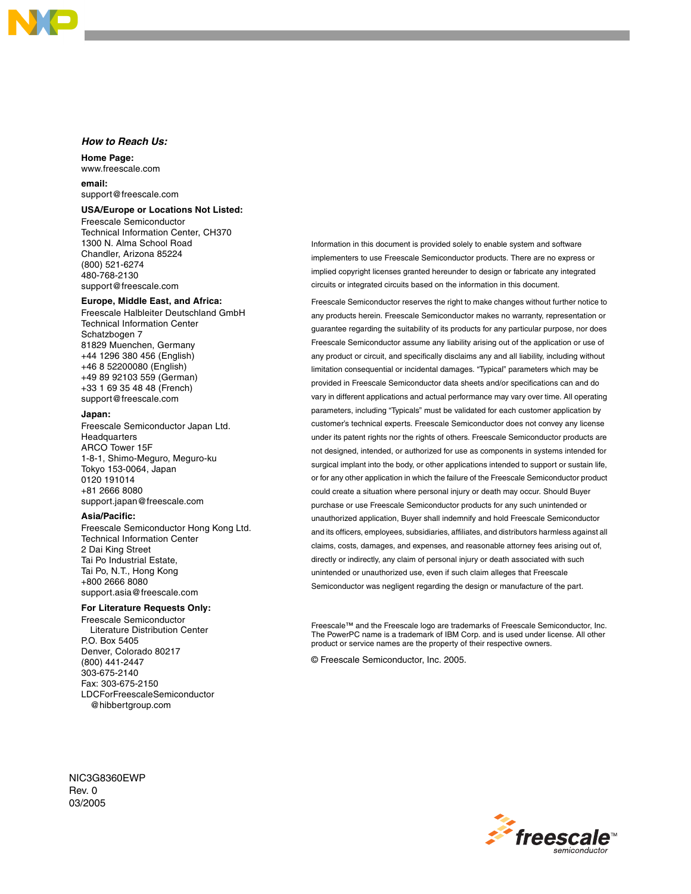***How to Reach Us:***

**Home Page:**
www.freescale.com

**email:**
support@freescale.com

**USA/Europe or Locations Not Listed:**
Freescale Semiconductor
Technical Information Center, CH370
1300 N. Alma School Road
Chandler, Arizona 85224
(800) 521-6274
480-768-2130
support@freescale.com

**Europe, Middle East, and Africa:**
Freescale Halbleiter Deutschland GmbH
Technical Information Center
Schatzbogen 7
81829 Muenchen, Germany
+44 1296 380 456 (English)
+46 8 52200080 (English)
+49 89 92103 559 (German)
+33 1 69 35 48 48 (French)
support@freescale.com

**Japan:**
Freescale Semiconductor Japan Ltd.
Headquarters
ARCO Tower 15F
1-8-1, Shimo-Meguro, Meguro-ku
Tokyo 153-0064, Japan
0120 191014
+81 2666 8080
support.japan@freescale.com

**Asia/Pacific:**
Freescale Semiconductor Hong Kong Ltd.
Technical Information Center
2 Dai King Street
Tai Po Industrial Estate,
Tai Po, N.T., Hong Kong
+800 2666 8080
support.asia@freescale.com

**For Literature Requests Only:**
Freescale Semiconductor
Literature Distribution Center
P.O. Box 5405
Denver, Colorado 80217
(800) 441-2447
303-675-2140
Fax: 303-675-2150
LDCForFreescaleSemiconductor
@hibbertgroup.com

Information in this document is provided solely to enable system and software implementers to use Freescale Semiconductor products. There are no express or implied copyright licenses granted hereunder to design or fabricate any integrated circuits or integrated circuits based on the information in this document.

Freescale Semiconductor reserves the right to make changes without further notice to any products herein. Freescale Semiconductor makes no warranty, representation or guarantee regarding the suitability of its products for any particular purpose, nor does Freescale Semiconductor assume any liability arising out of the application or use of any product or circuit, and specifically disclaims any and all liability, including without limitation consequential or incidental damages. "Typical" parameters which may be provided in Freescale Semiconductor data sheets and/or specifications can and do vary in different applications and actual performance may vary over time. All operating parameters, including "Typicals" must be validated for each customer application by customer's technical experts. Freescale Semiconductor does not convey any license under its patent rights nor the rights of others. Freescale Semiconductor products are not designed, intended, or authorized for use as components in systems intended for surgical implant into the body, or other applications intended to support or sustain life, or for any other application in which the failure of the Freescale Semiconductor product could create a situation where personal injury or death may occur. Should Buyer purchase or use Freescale Semiconductor products for any such unintended or unauthorized application, Buyer shall indemnify and hold Freescale Semiconductor and its officers, employees, subsidiaries, affiliates, and distributors harmless against all claims, costs, damages, and expenses, and reasonable attorney fees arising out of, directly or indirectly, any claim of personal injury or death associated with such unintended or unauthorized use, even if such claim alleges that Freescale Semiconductor was negligent regarding the design or manufacture of the part.

Freescale™ and the Freescale logo are trademarks of Freescale Semiconductor, Inc. The PowerPC name is a trademark of IBM Corp. and is used under license. All other product or service names are the property of their respective owners.

© Freescale Semiconductor, Inc. 2005.

NIC3G8360EWP
Rev. 0
03/2005